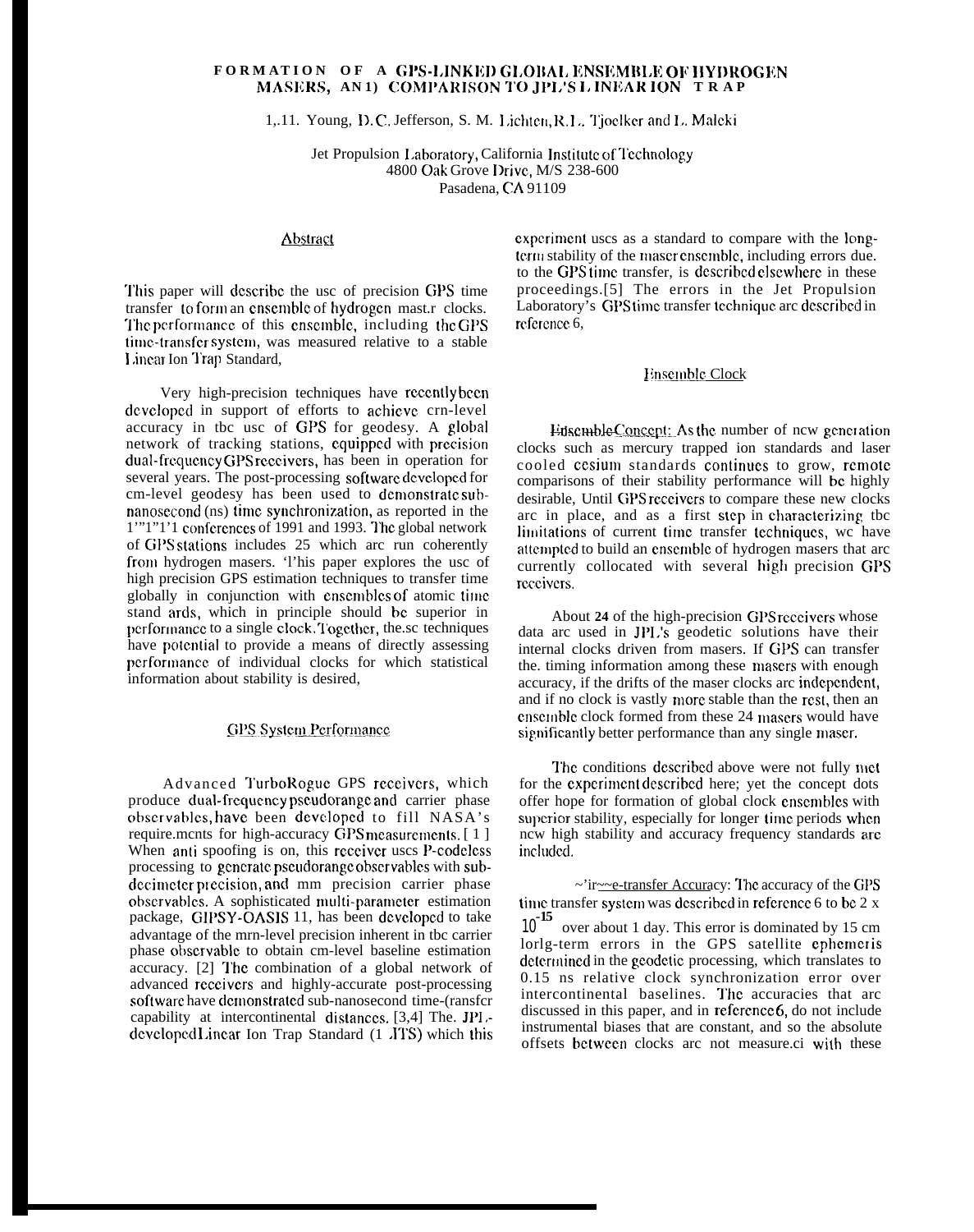# FORMATION OF A GPS-LINKED GLOBAL ENSEMBLE OF HYDROGEN MASERS, AND COMPARISON TO JPL'S LINEAR ION TRAP

L.E. Young, D.C. Jefferson, S. M. Lichten, R.L. Tjoelker and L. Maleki

Jet Propulsion Laboratory, California Institute of Technology
4800 Oak Grove Drive, M/S 238-600
Pasadena, CA 91109

## Abstract

This paper will describe the use of precision GPS time transfer to form an ensemble of hydrogen maser clocks. The performance of this ensemble, including the GPS time-transfer system, was measured relative to a stable Linear Ion Trap Standard,

Very high-precision techniques have recently been developed in support of efforts to achieve cm-level accuracy in the use of GPS for geodesy. A global network of tracking stations, equipped with precision dual-frequency GPS receivers, has been in operation for several years. The post-processing software developed for cm-level geodesy has been used to demonstrate sub-nanosecond (ns) time synchronization, as reported in the PTTI conferences of 1991 and 1993. The global network of GPS stations includes 25 which are run coherently from hydrogen masers. This paper explores the use of high precision GPS estimation techniques to transfer time globally in conjunction with ensembles of atomic time standards, which in principle should be superior in performance to a single clock. Together, these techniques have potential to provide a means of directly assessing performance of individual clocks for which statistical information about stability is desired,

## GPS System Performance

Advanced TurboRogue GPS receivers, which produce dual-frequency pseudorange and carrier phase observables, have been developed to fill NASA's requirements for high-accuracy GPS measurements. [1] When anti spoofing is on, this receiver uses P-codeless processing to generate pseudorange observables with sub-decimeter precision, and mm precision carrier phase observables. A sophisticated multi-parameter estimation package, GIPSY-OASIS II, has been developed to take advantage of the mm-level precision inherent in the carrier phase observable to obtain cm-level baseline estimation accuracy. [2] The combination of a global network of advanced receivers and highly-accurate post-processing software have demonstrated sub-nanosecond time-transfer capability at intercontinental distances. [3,4] The JPL-developed Linear Ion Trap Standard (LITS) which this experiment uses as a standard to compare with the long-term stability of the maser ensemble, including errors due to the GPS time transfer, is described elsewhere in these proceedings.[5] The errors in the Jet Propulsion Laboratory's GPS time transfer technique are described in reference 6,

## Ensemble Clock

Ensemble Concept: As the number of new generation clocks such as mercury trapped ion standards and laser cooled cesium standards continues to grow, remote comparisons of their stability performance will be highly desirable, Until GPS receivers to compare these new clocks are in place, and as a first step in characterizing the limitations of current time transfer techniques, we have attempted to build an ensemble of hydrogen masers that are currently collocated with several high precision GPS receivers.

About 24 of the high-precision GPS receivers whose data are used in JPL's geodetic solutions have their internal clocks driven from masers. If GPS can transfer the timing information among these masers with enough accuracy, if the drifts of the maser clocks are independent, and if no clock is vastly more stable than the rest, then an ensemble clock formed from these 24 masers would have significantly better performance than any single maser.

The conditions described above were not fully met for the experiment described here; yet the concept does offer hope for formation of global clock ensembles with superior stability, especially for longer time periods when new high stability and accuracy frequency standards are included.

Time-transfer Accuracy: The accuracy of the GPS time transfer system was described in reference 6 to be $2 \times 10^{-15}$ over about 1 day. This error is dominated by 15 cm long-term errors in the GPS satellite ephemeris determined in the geodetic processing, which translates to 0.15 ns relative clock synchronization error over intercontinental baselines. The accuracies that are discussed in this paper, and in reference 6, do not include instrumental biases that are constant, and so the absolute offsets between clocks are not measured with these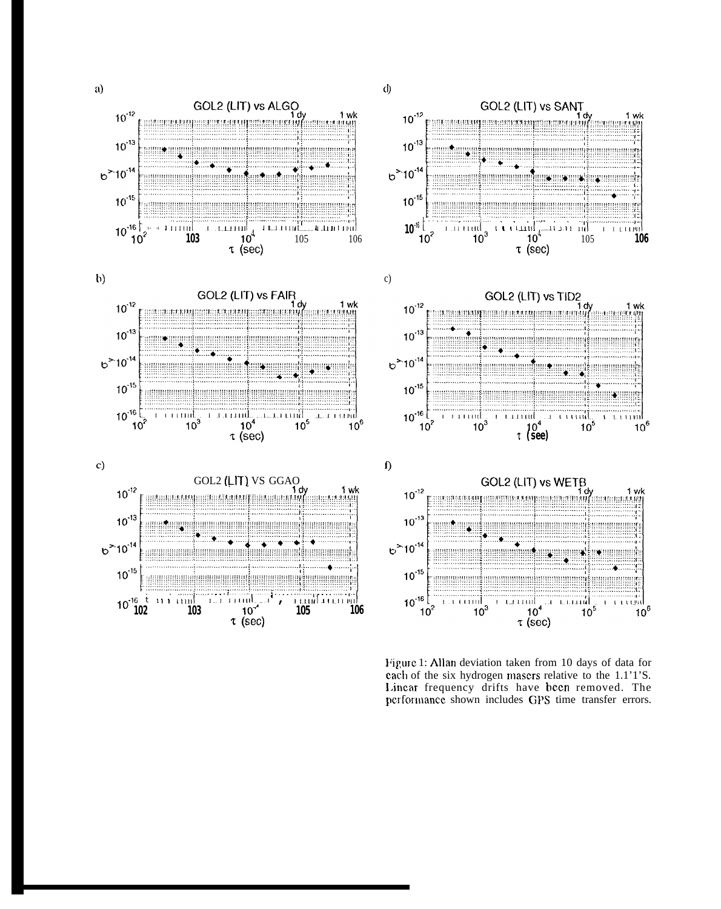Figure 1: Allan deviation taken from 10 days of data for each of the six hydrogen masers relative to the 1.1'1'S. Linear frequency drifts have been removed. The performance shown includes GPS time transfer errors.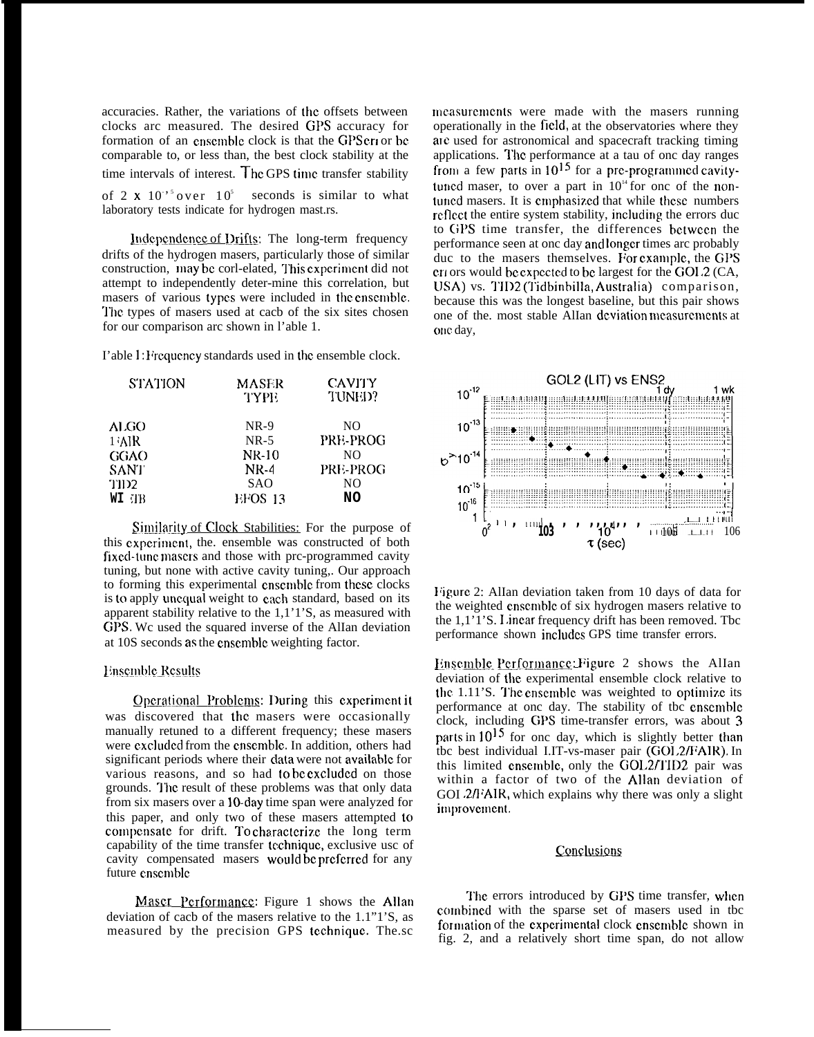accuracies. Rather, the variations of the offsets between clocks are measured. The desired GPS accuracy for formation of an ensemble clock is that the GPS error be comparable to, or less than, the best clock stability at the time intervals of interest. The GPS time transfer stability of $2 \times 10^{-15}$ over $10^5$ seconds is similar to what laboratory tests indicate for hydrogen masers.

Independence of Drifts: The long-term frequency drifts of the hydrogen masers, particularly those of similar construction, may be correlated. This experiment did not attempt to independently deter-mine this correlation, but masers of various types were included in the ensemble. The types of masers used at each of the six sites chosen for our comparison are shown in Table 1.

Table 1: Frequency standards used in the ensemble clock.

| STATION | MASER TYPE | CAVITY TUNED? |
|---|---|---|
| ALGO | NR-9 | NO |
| FAIR | NR-5 | PRE-PROG |
| GGAO | NR-10 | NO |
| SANT | NR-4 | PRE-PROG |
| TID2 | SAO | NO |
| WETB | EFOS 13 | NO |

Similarity of Clock Stabilities: For the purpose of this experiment, the ensemble was constructed of both fixed-tune masers and those with pre-programmed cavity tuning, but none with active cavity tuning,. Our approach to forming this experimental ensemble from these clocks is to apply unequal weight to each standard, based on its apparent stability relative to the LIT'S, as measured with GPS. We used the squared inverse of the Allan deviation at 10S seconds as the ensemble weighting factor.

## Ensemble Results

Operational Problems: During this experiment it was discovered that the masers were occasionally manually retuned to a different frequency; these masers were excluded from the ensemble. In addition, others had significant periods where their data were not available for various reasons, and so had to be excluded on those grounds. The result of these problems was that only data from six masers over a 10-day time span were analyzed for this paper, and only two of these masers attempted to compensate for drift. To characterize the long term capability of the time transfer technique, exclusive use of cavity compensated masers would be preferred for any future ensemble

Maser Performance: Figure 1 shows the Allan deviation of each of the masers relative to the LIT'S, as measured by the precision GPS technique. These measurements were made with the masers running operationally in the field, at the observatories where they are used for astronomical and spacecraft tracking timing applications. The performance at a tau of one day ranges from a few parts in $10^{15}$ for a pre-programmed cavity-tuned maser, to over a part in $10^{14}$ for one of the non-tuned masers. It is emphasized that while these numbers reflect the entire system stability, including the errors due to GPS time transfer, the differences between the performance seen at one day and longer times are probably due to the masers themselves. For example, the GPS errors would be expected to be largest for the GOL2 (CA, USA) vs. TID2 (Tidbinbilla, Australia) comparison, because this was the longest baseline, but this pair shows one of the. most stable Allan deviation measurements at one day,

Figure 2: Allan deviation taken from 10 days of data for the weighted ensemble of six hydrogen masers relative to the LIT'S. Linear frequency drift has been removed. The performance shown includes GPS time transfer errors.

Ensemble Performance: Figure 2 shows the Allan deviation of the experimental ensemble clock relative to the LIT'S. The ensemble was weighted to optimize its performance at one day. The stability of the ensemble clock, including GPS time-transfer errors, was about 3 parts in $10^{15}$ for one day, which is slightly better than the best individual LIT-vs-maser pair (GOL2/FAIR). In this limited ensemble, only the GOL2/TID2 pair was within a factor of two of the Allan deviation of GOL2/FAIR, which explains why there was only a slight improvement.

## Conclusions

The errors introduced by GPS time transfer, when combined with the sparse set of masers used in the formation of the experimental clock ensemble shown in fig. 2, and a relatively short time span, do not allow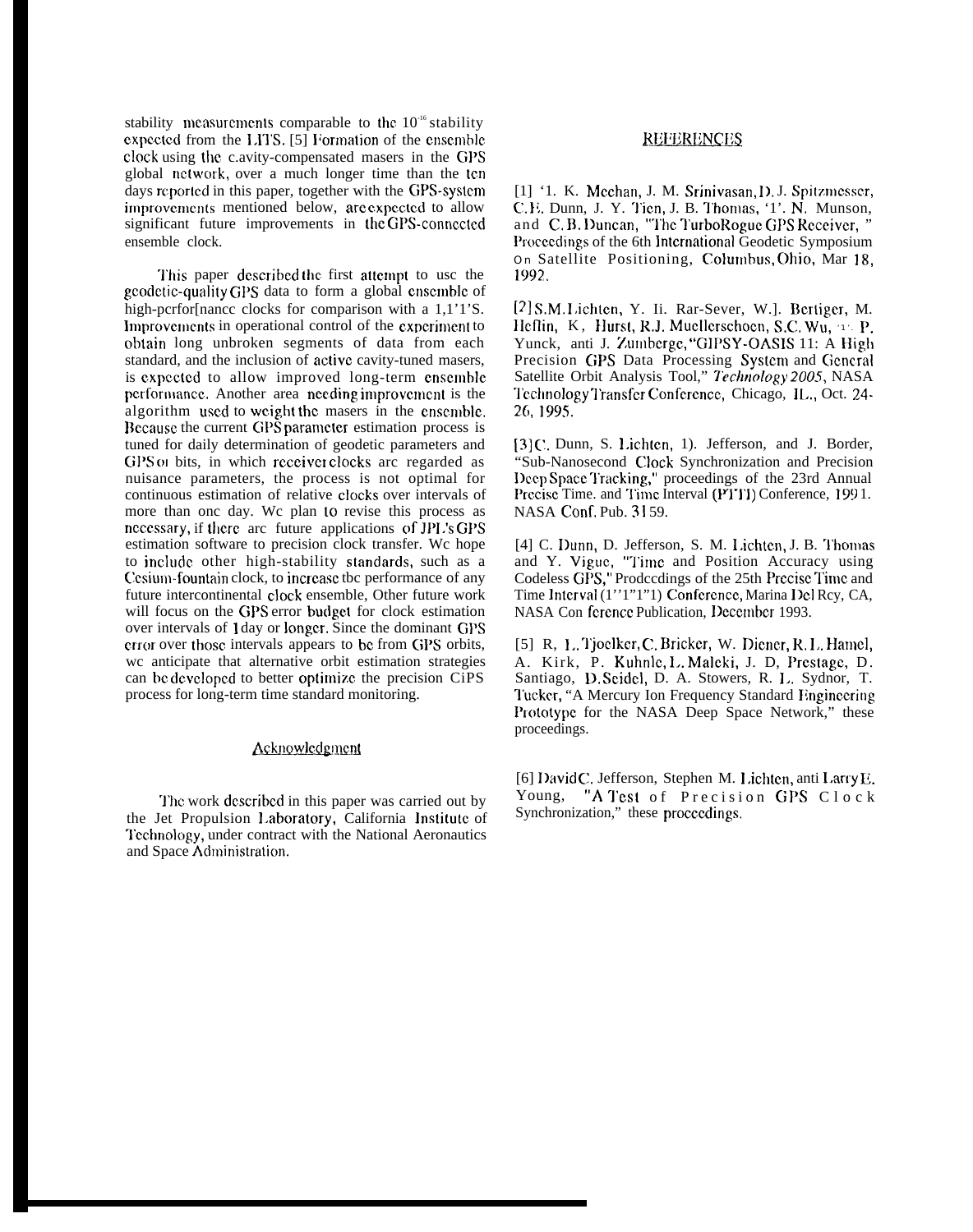stability measurements comparable to the $10^{-16}$ stability expected from the LITS. [5] Formation of the ensemble clock using the cavity-compensated masers in the GPS global network, over a much longer time than the ten days reported in this paper, together with the GPS-system improvements mentioned below, are expected to allow significant future improvements in the GPS-connected ensemble clock.

This paper described the first attempt to use the geodetic-quality GPS data to form a global ensemble of high-performance clocks for comparison with a LITS. Improvements in operational control of the experiment to obtain long unbroken segments of data from each standard, and the inclusion of active cavity-tuned masers, is expected to allow improved long-term ensemble performance. Another area needing improvement is the algorithm used to weight the masers in the ensemble. Because the current GPS parameter estimation process is tuned for daily determination of geodetic parameters and GPS orbits, in which receiver clocks are regarded as nuisance parameters, the process is not optimal for continuous estimation of relative clocks over intervals of more than one day. We plan to revise this process as necessary, if there are future applications of JPL's GPS estimation software to precision clock transfer. We hope to include other high-stability standards, such as a Cesium-fountain clock, to increase the performance of any future intercontinental clock ensemble, Other future work will focus on the GPS error budget for clock estimation over intervals of 1 day or longer. Since the dominant GPS error over those intervals appears to be from GPS orbits, we anticipate that alternative orbit estimation strategies can be developed to better optimize the precision GPS process for long-term time standard monitoring.

## Acknowledgment

The work described in this paper was carried out by the Jet Propulsion Laboratory, California Institute of Technology, under contract with the National Aeronautics and Space Administration.

## REFERENCES

[1] T. K. Meehan, J. M. Srinivasan, D. J. Spitzmesser, C.E. Dunn, J. Y. Tien, J. B. Thomas, T. N. Munson, and C. B. Duncan, "The TurboRogue GPS Receiver," Proceedings of the 6th International Geodetic Symposium On Satellite Positioning, Columbus, Ohio, Mar 18, 1992.

[2] S.M. Lichten, Y. E. Bar-Sever, W.I. Bertiger, M. Heflin, K. Hurst, R.J. Muellerschoen, S.C. Wu, T. P. Yunck, and J. Zumberge, "GIPSY-OASIS II: A High Precision GPS Data Processing System and General Satellite Orbit Analysis Tool," *Technology 2005*, NASA Technology Transfer Conference, Chicago, IL., Oct. 24-26, 1995.

[3] C. Dunn, S. Lichten, D. Jefferson, and J. Border, "Sub-Nanosecond Clock Synchronization and Precision Deep Space Tracking," proceedings of the 23rd Annual Precise Time and Time Interval (PTTI) Conference, 1991. NASA Conf. Pub. 3159.

[4] C. Dunn, D. Jefferson, S. M. Lichten, J. B. Thomas and Y. Vigue, "Time and Position Accuracy using Codeless GPS," Prodcedings of the 25th Precise Time and Time Interval (PTTI) Conference, Marina Del Rey, CA, NASA Conference Publication, December 1993.

[5] R. L. Tjoelker, C. Bricker, W. Diener, R. L. Hamel, A. Kirk, P. Kuhnle, L. Maleki, J. D. Prestage, D. Santiago, D. Seidel, D. A. Stowers, R. L. Sydnor, T. Tucker, "A Mercury Ion Frequency Standard Engineering Prototype for the NASA Deep Space Network," these proceedings.

[6] David C. Jefferson, Stephen M. Lichten, and Larry E. Young, "A Test of Precision GPS Clock Synchronization," these proceedings.